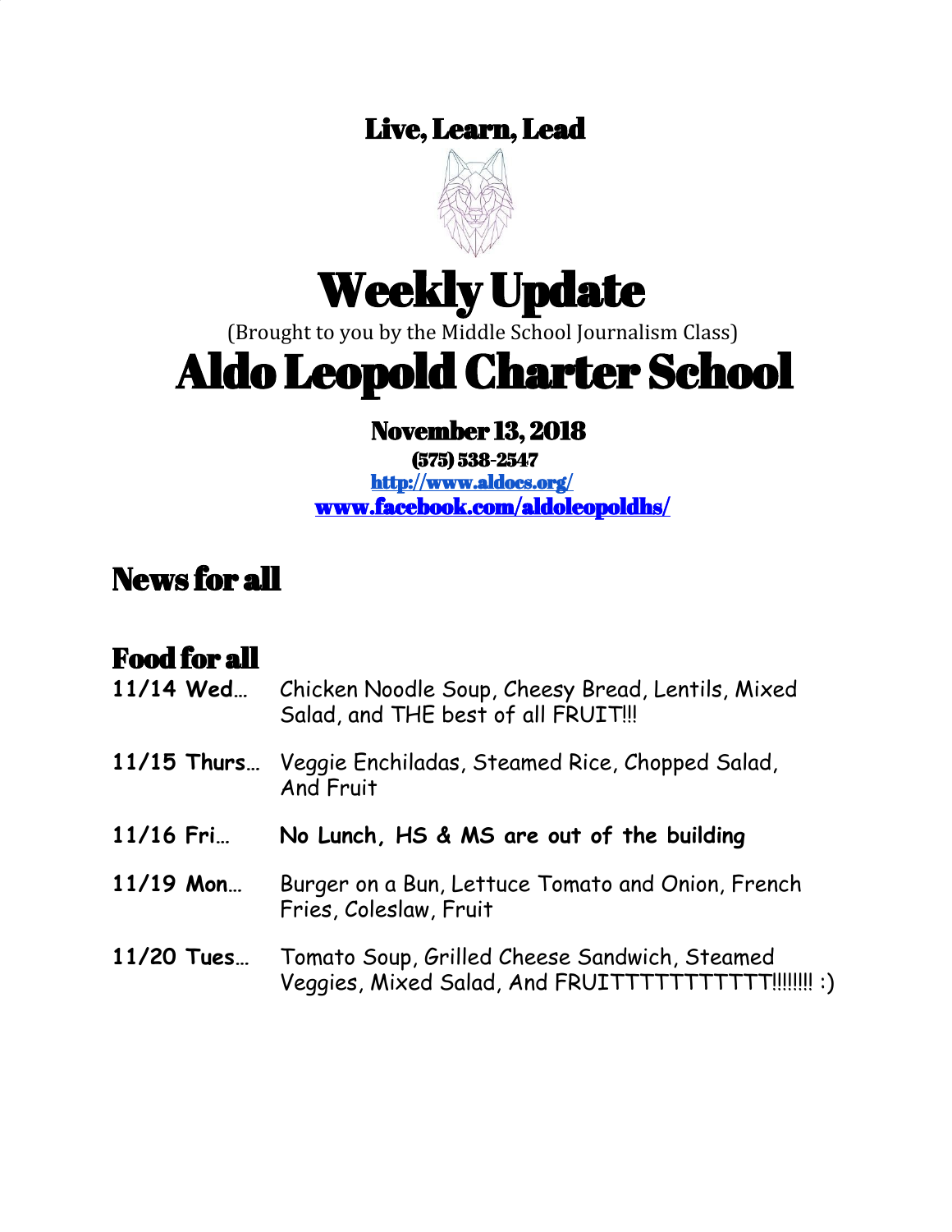Live, Learn, Lead

# Weekly Update

(Brought to you by the Middle School Journalism Class)

# Aldo Leopold Charter School

**November 13, 2018**

**(575) 538-2547**

**http://www.aldocs.org/**

**www.facebook.com/aldoleopoldhs/**

## News for all

### Food for all

**11/14 Wed…** Chicken Noodle Soup, Cheesy Bread, Lentils, Mixed Salad, and THE best of all FRUIT!!!

**11/15 Thurs…** Veggie Enchiladas, Steamed Rice, Chopped Salad, And Fruit

**11/16 Fri…** **No Lunch, HS & MS are out of the building**

**11/19 Mon…** Burger on a Bun, Lettuce Tomato and Onion, French Fries, Coleslaw, Fruit

**11/20 Tues…** Tomato Soup, Grilled Cheese Sandwich, Steamed Veggies, Mixed Salad, And FRUITTTTTTTTTTTT!!!!!!!! :)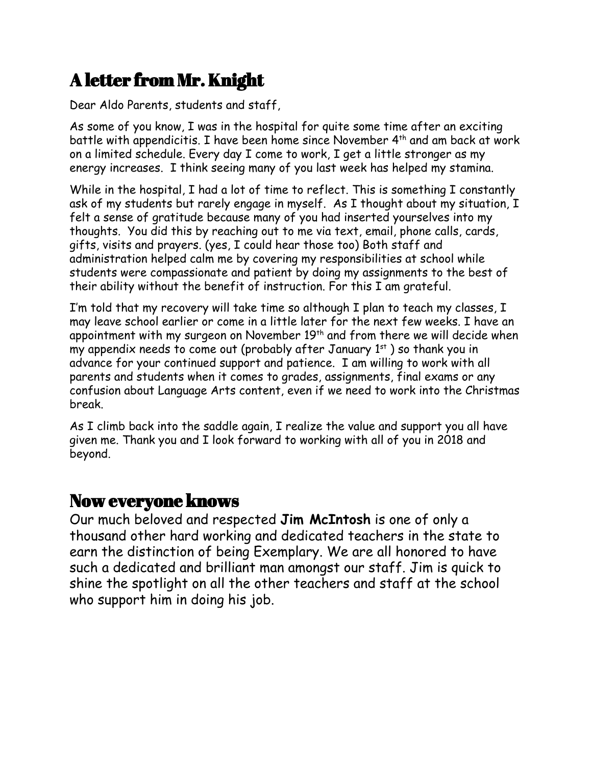# A letter from Mr. Knight

Dear Aldo Parents, students and staff,

As some of you know, I was in the hospital for quite some time after an exciting battle with appendicitis. I have been home since November 4th and am back at work on a limited schedule. Every day I come to work, I get a little stronger as my energy increases. I think seeing many of you last week has helped my stamina.

While in the hospital, I had a lot of time to reflect. This is something I constantly ask of my students but rarely engage in myself. As I thought about my situation, I felt a sense of gratitude because many of you had inserted yourselves into my thoughts. You did this by reaching out to me via text, email, phone calls, cards, gifts, visits and prayers. (yes, I could hear those too) Both staff and administration helped calm me by covering my responsibilities at school while students were compassionate and patient by doing my assignments to the best of their ability without the benefit of instruction. For this I am grateful.

I'm told that my recovery will take time so although I plan to teach my classes, I may leave school earlier or come in a little later for the next few weeks. I have an appointment with my surgeon on November 19th and from there we will decide when my appendix needs to come out (probably after January 1st ) so thank you in advance for your continued support and patience. I am willing to work with all parents and students when it comes to grades, assignments, final exams or any confusion about Language Arts content, even if we need to work into the Christmas break.

As I climb back into the saddle again, I realize the value and support you all have given me. Thank you and I look forward to working with all of you in 2018 and beyond.

# Now everyone knows

Our much beloved and respected **Jim McIntosh** is one of only a thousand other hard working and dedicated teachers in the state to earn the distinction of being Exemplary. We are all honored to have such a dedicated and brilliant man amongst our staff. Jim is quick to shine the spotlight on all the other teachers and staff at the school who support him in doing his job.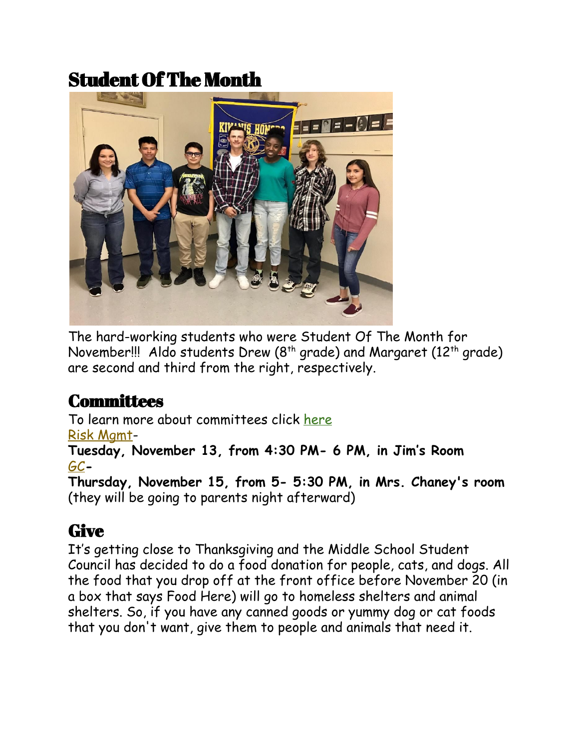## Student Of The Month

The hard-working students who were Student Of The Month for November!!! Aldo students Drew (8th grade) and Margaret (12th grade) are second and third from the right, respectively.

## Committees

To learn more about committees click here

Risk Mgmt-

**Tuesday, November 13, from 4:30 PM- 6 PM, in Jim's Room**

*GC*-

**Thursday, November 15, from 5- 5:30 PM, in Mrs. Chaney's room** (they will be going to parents night afterward)

## Give

It's getting close to Thanksgiving and the Middle School Student Council has decided to do a food donation for people, cats, and dogs. All the food that you drop off at the front office before November 20 (in a box that says Food Here) will go to homeless shelters and animal shelters. So, if you have any canned goods or yummy dog or cat foods that you don't want, give them to people and animals that need it.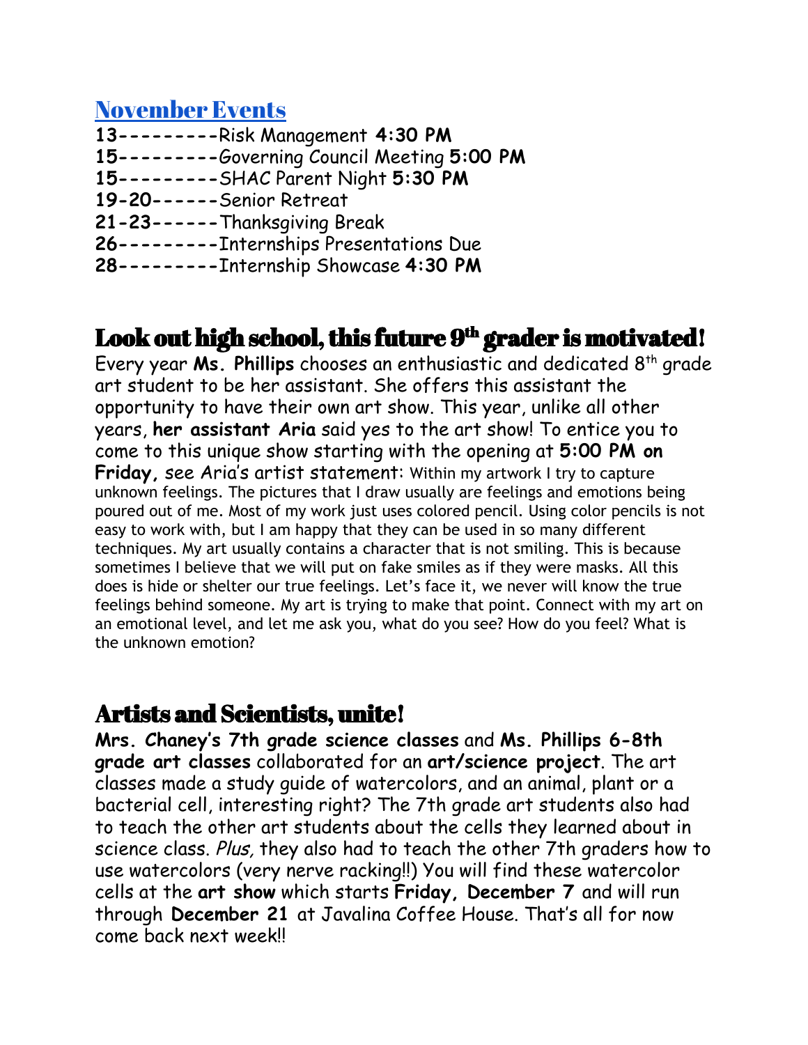## November Events

**13**---------Risk Management **4:30 PM**
**15**---------Governing Council Meeting **5:00 PM**
**15**---------SHAC Parent Night **5:30 PM**
**19-20**------Senior Retreat
**21-23**------Thanksgiving Break
**26**---------Internships Presentations Due
**28**---------Internship Showcase **4:30 PM**

## Look out high school, this future 9th grader is motivated!

Every year **Ms. Phillips** chooses an enthusiastic and dedicated 8th grade art student to be her assistant. She offers this assistant the opportunity to have their own art show. This year, unlike all other years, **her assistant Aria** said yes to the art show! To entice you to come to this unique show starting with the opening at **5:00 PM on Friday,** see Aria's artist statement: Within my artwork I try to capture unknown feelings. The pictures that I draw usually are feelings and emotions being poured out of me. Most of my work just uses colored pencil. Using color pencils is not easy to work with, but I am happy that they can be used in so many different techniques. My art usually contains a character that is not smiling. This is because sometimes I believe that we will put on fake smiles as if they were masks. All this does is hide or shelter our true feelings. Let's face it, we never will know the true feelings behind someone. My art is trying to make that point. Connect with my art on an emotional level, and let me ask you, what do you see? How do you feel? What is the unknown emotion?

## Artists and Scientists, unite!

**Mrs. Chaney's 7th grade science classes** and **Ms. Phillips 6-8th grade art classes** collaborated for an **art/science project**. The art classes made a study guide of watercolors, and an animal, plant or a bacterial cell, interesting right? The 7th grade art students also had to teach the other art students about the cells they learned about in science class. *Plus,* they also had to teach the other 7th graders how to use watercolors (very nerve racking!!) You will find these watercolor cells at the **art show** which starts **Friday, December 7** and will run through **December 21** at Javalina Coffee House. That's all for now come back next week!!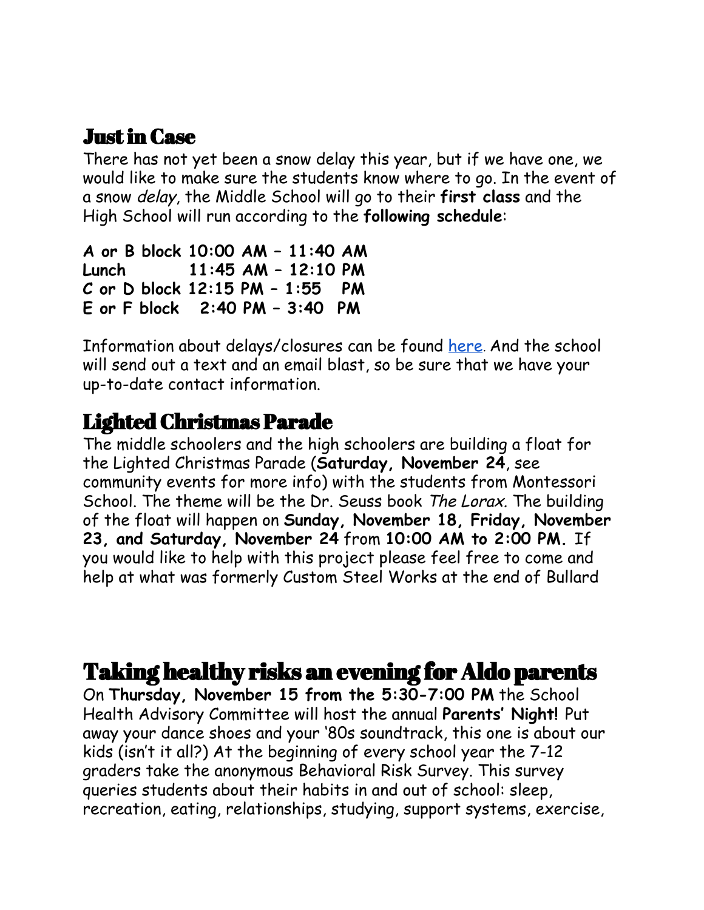## Just in Case

There has not yet been a snow delay this year, but if we have one, we would like to make sure the students know where to go. In the event of a snow *delay*, the Middle School will go to their **first class** and the High School will run according to the **following schedule**:

**A or B block 10:00 AM – 11:40 AM**
**Lunch 11:45 AM – 12:10 PM**
**C or D block 12:15 PM – 1:55 PM**
**E or F block 2:40 PM – 3:40 PM**

Information about delays/closures can be found [here](). And the school will send out a text and an email blast, so be sure that we have your up-to-date contact information.

## Lighted Christmas Parade

The middle schoolers and the high schoolers are building a float for the Lighted Christmas Parade (**Saturday, November 24**, see community events for more info) with the students from Montessori School. The theme will be the Dr. Seuss book *The Lorax.* The building of the float will happen on **Sunday, November 18, Friday, November 23, and Saturday, November 24** from **10:00 AM to 2:00 PM.** If you would like to help with this project please feel free to come and help at what was formerly Custom Steel Works at the end of Bullard

## Taking healthy risks an evening for Aldo parents

On **Thursday, November 15 from the 5:30-7:00 PM** the School Health Advisory Committee will host the annual **Parents' Night!** Put away your dance shoes and your '80s soundtrack, this one is about our kids (isn't it all?) At the beginning of every school year the 7-12 graders take the anonymous Behavioral Risk Survey. This survey queries students about their habits in and out of school: sleep, recreation, eating, relationships, studying, support systems, exercise,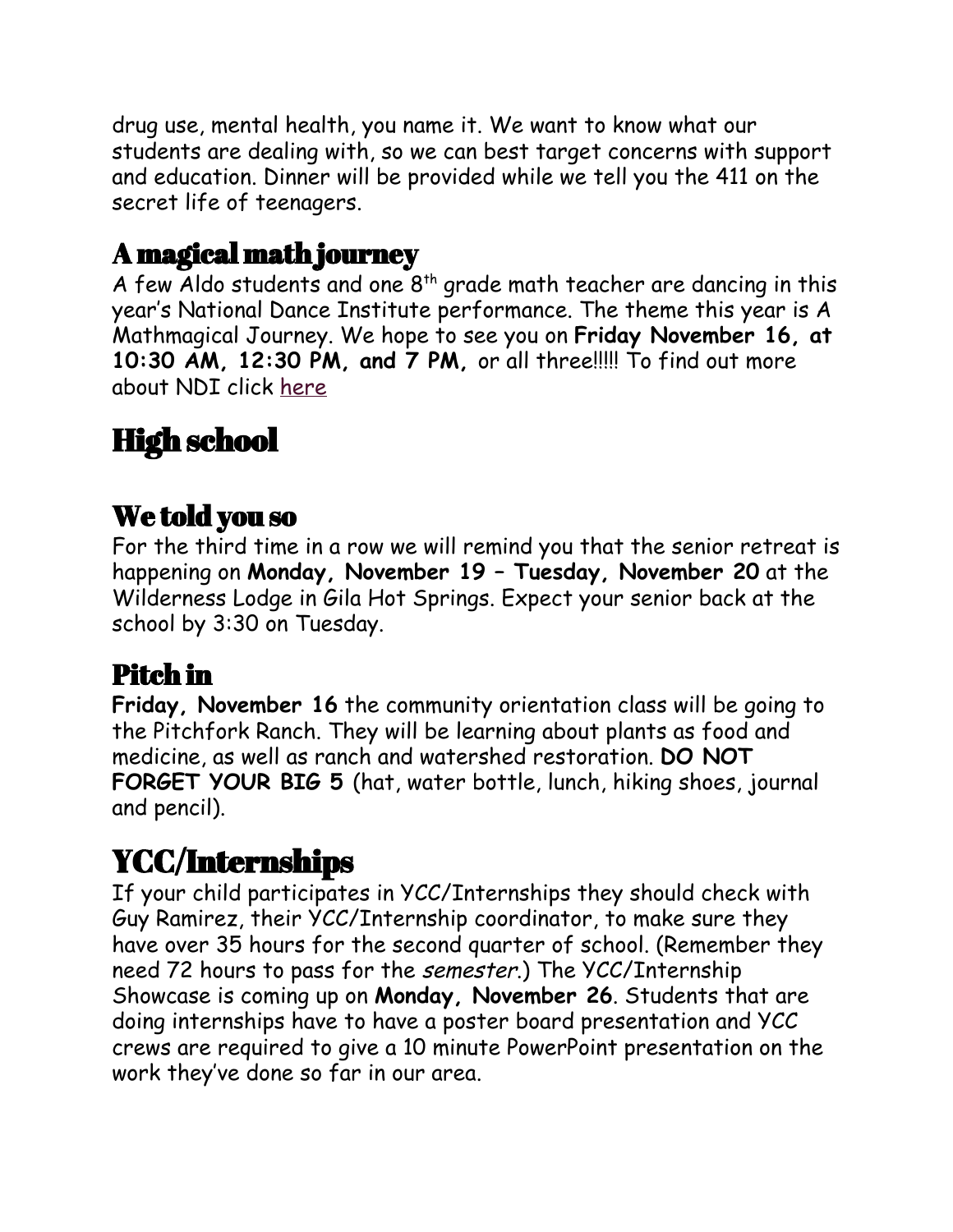drug use, mental health, you name it. We want to know what our students are dealing with, so we can best target concerns with support and education. Dinner will be provided while we tell you the 411 on the secret life of teenagers.

## A magical math journey

A few Aldo students and one 8th grade math teacher are dancing in this year's National Dance Institute performance. The theme this year is A Mathmagical Journey. We hope to see you on **Friday November 16, at 10:30 AM, 12:30 PM, and 7 PM,** or all three!!!!! To find out more about NDI click here

# High school

## We told you so

For the third time in a row we will remind you that the senior retreat is happening on **Monday, November 19 – Tuesday, November 20** at the Wilderness Lodge in Gila Hot Springs. Expect your senior back at the school by 3:30 on Tuesday.

## Pitch in

**Friday, November 16** the community orientation class will be going to the Pitchfork Ranch. They will be learning about plants as food and medicine, as well as ranch and watershed restoration. **DO NOT FORGET YOUR BIG 5** (hat, water bottle, lunch, hiking shoes, journal and pencil).

# YCC/Internships

If your child participates in YCC/Internships they should check with Guy Ramirez, their YCC/Internship coordinator, to make sure they have over 35 hours for the second quarter of school. (Remember they need 72 hours to pass for the *semester*.) The YCC/Internship Showcase is coming up on **Monday, November 26**. Students that are doing internships have to have a poster board presentation and YCC crews are required to give a 10 minute PowerPoint presentation on the work they've done so far in our area.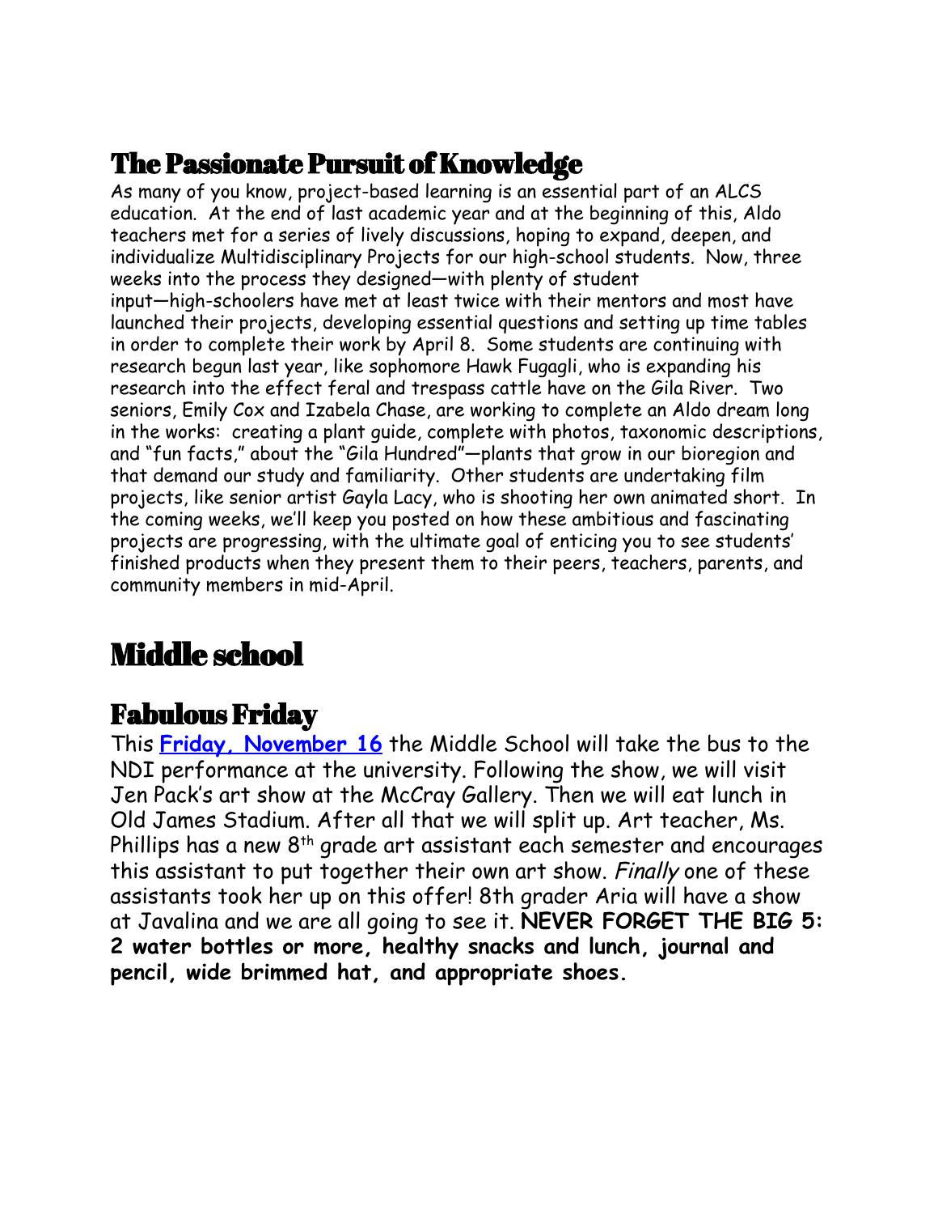## The Passionate Pursuit of Knowledge

As many of you know, project-based learning is an essential part of an ALCS education. At the end of last academic year and at the beginning of this, Aldo teachers met for a series of lively discussions, hoping to expand, deepen, and individualize Multidisciplinary Projects for our high-school students. Now, three weeks into the process they designed—with plenty of student input—high-schoolers have met at least twice with their mentors and most have launched their projects, developing essential questions and setting up time tables in order to complete their work by April 8. Some students are continuing with research begun last year, like sophomore Hawk Fugagli, who is expanding his research into the effect feral and trespass cattle have on the Gila River. Two seniors, Emily Cox and Izabela Chase, are working to complete an Aldo dream long in the works: creating a plant guide, complete with photos, taxonomic descriptions, and "fun facts," about the "Gila Hundred"—plants that grow in our bioregion and that demand our study and familiarity. Other students are undertaking film projects, like senior artist Gayla Lacy, who is shooting her own animated short. In the coming weeks, we'll keep you posted on how these ambitious and fascinating projects are progressing, with the ultimate goal of enticing you to see students' finished products when they present them to their peers, teachers, parents, and community members in mid-April.

# Middle school

## Fabulous Friday

This **Friday, November 16** the Middle School will take the bus to the NDI performance at the university. Following the show, we will visit Jen Pack's art show at the McCray Gallery. Then we will eat lunch in Old James Stadium. After all that we will split up. Art teacher, Ms. Phillips has a new 8th grade art assistant each semester and encourages this assistant to put together their own art show. *Finally* one of these assistants took her up on this offer! 8th grader Aria will have a show at Javalina and we are all going to see it. **NEVER FORGET THE BIG 5: 2 water bottles or more, healthy snacks and lunch, journal and pencil, wide brimmed hat, and appropriate shoes.**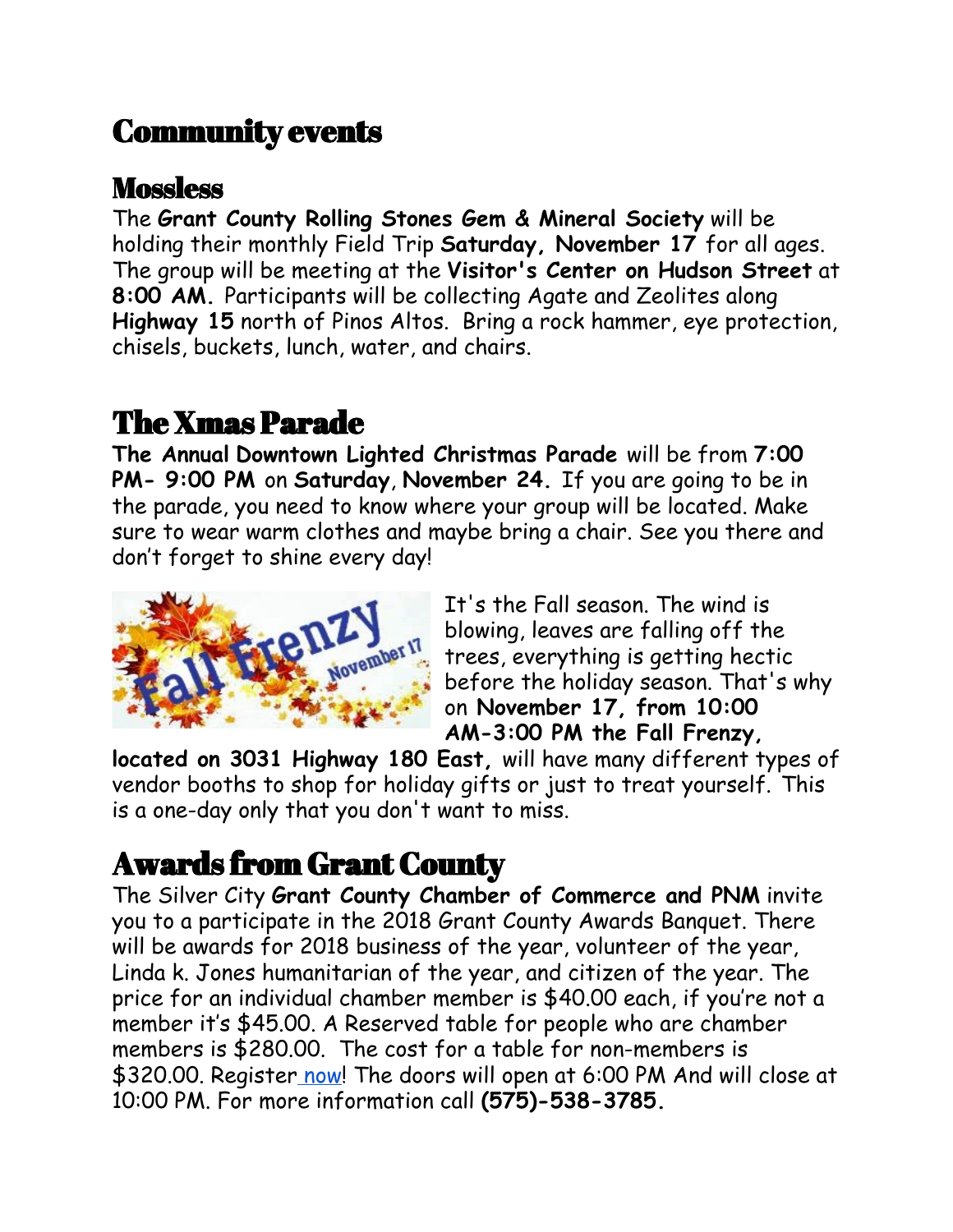# Community events

## Mossless

The **Grant County Rolling Stones Gem & Mineral Society** will be holding their monthly Field Trip **Saturday, November 17** for all ages. The group will be meeting at the **Visitor's Center on Hudson Street** at **8:00 AM.** Participants will be collecting Agate and Zeolites along **Highway 15** north of Pinos Altos. Bring a rock hammer, eye protection, chisels, buckets, lunch, water, and chairs.

# The Xmas Parade

**The Annual Downtown Lighted Christmas Parade** will be from **7:00 PM- 9:00 PM** on **Saturday**, **November 24.** If you are going to be in the parade, you need to know where your group will be located. Make sure to wear warm clothes and maybe bring a chair. See you there and don't forget to shine every day!

It's the Fall season. The wind is blowing, leaves are falling off the trees, everything is getting hectic before the holiday season. That's why on **November 17, from 10:00 AM-3:00 PM the Fall Frenzy, located on 3031 Highway 180 East,** will have many different types of vendor booths to shop for holiday gifts or just to treat yourself. This is a one-day only that you don't want to miss.

# Awards from Grant County

The Silver City **Grant County Chamber of Commerce and PNM** invite you to a participate in the 2018 Grant County Awards Banquet. There will be awards for 2018 business of the year, volunteer of the year, Linda k. Jones humanitarian of the year, and citizen of the year. The price for an individual chamber member is $40.00 each, if you're not a member it's $45.00. A Reserved table for people who are chamber members is $280.00. The cost for a table for non-members is $320.00. Register now! The doors will open at 6:00 PM And will close at 10:00 PM. For more information call **(575)-538-3785.**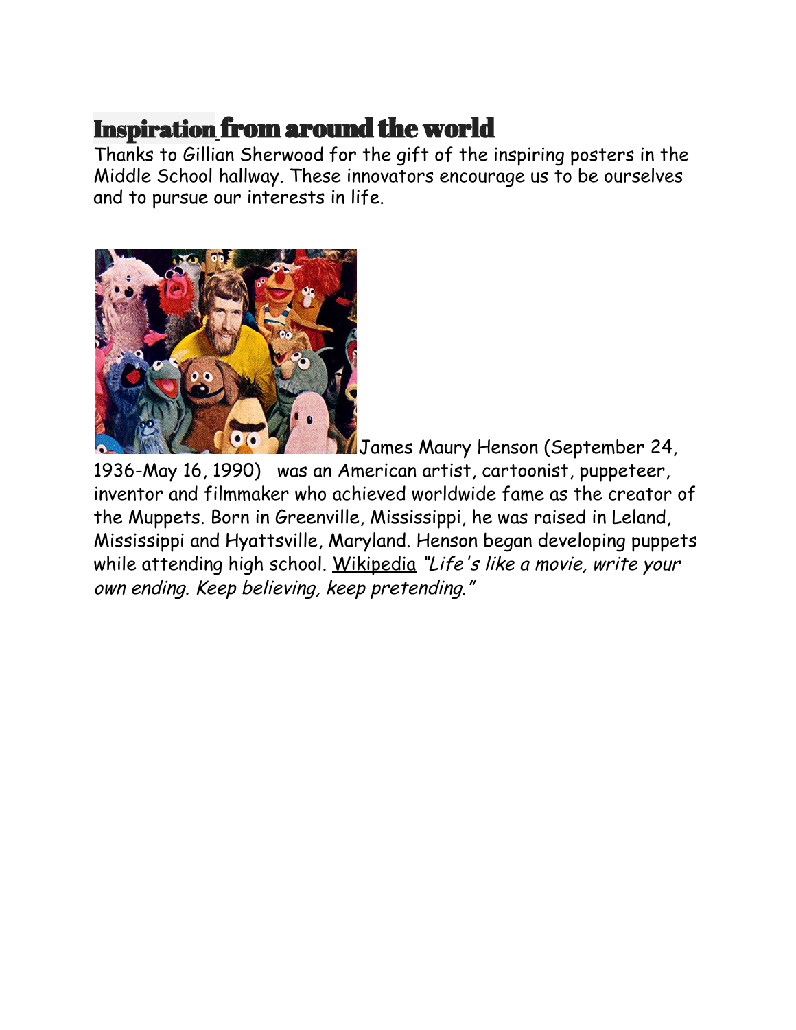# Inspiration from around the world

Thanks to Gillian Sherwood for the gift of the inspiring posters in the Middle School hallway. These innovators encourage us to be ourselves and to pursue our interests in life.

James Maury Henson (September 24, 1936-May 16, 1990) was an American artist, cartoonist, puppeteer, inventor and filmmaker who achieved worldwide fame as the creator of the Muppets. Born in Greenville, Mississippi, he was raised in Leland, Mississippi and Hyattsville, Maryland. Henson began developing puppets while attending high school. Wikipedia *"Life's like a movie, write your own ending. Keep believing, keep pretending."*